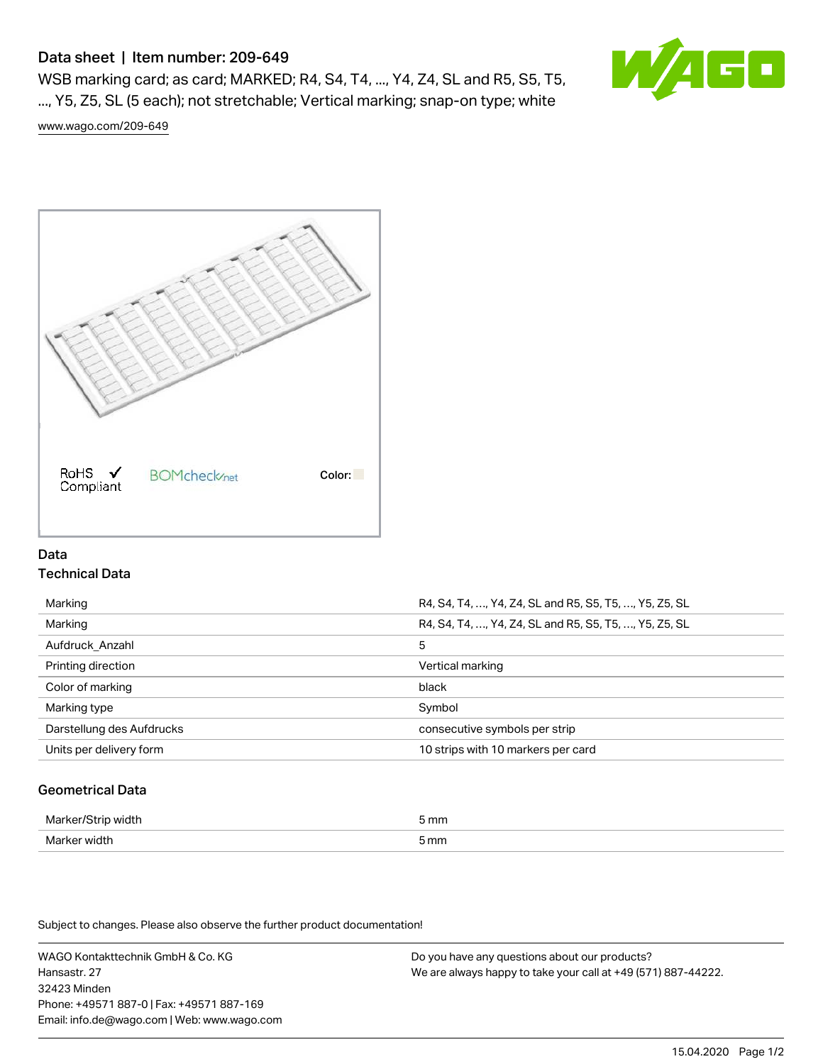# Data sheet | Item number: 209-649

WSB marking card; as card; MARKED; R4, S4, T4, ..., Y4, Z4, SL and R5, S5, T5, ..., Y5, Z5, SL (5 each); not stretchable; Vertical marking; snap-on type; white

www.wago.com/209-649

RoHS ✓ Compliant   BOMcheck.net   Color:

## Data

### Technical Data

| | |
|---|---|
| Marking | R4, S4, T4, ..., Y4, Z4, SL and R5, S5, T5, ..., Y5, Z5, SL |
| Marking | R4, S4, T4, ..., Y4, Z4, SL and R5, S5, T5, ..., Y5, Z5, SL |
| Aufdruck_Anzahl | 5 |
| Printing direction | Vertical marking |
| Color of marking | black |
| Marking type | Symbol |
| Darstellung des Aufdrucks | consecutive symbols per strip |
| Units per delivery form | 10 strips with 10 markers per card |

### Geometrical Data

| | |
|---|---|
| Marker/Strip width | 5 mm |
| Marker width | 5 mm |

Subject to changes. Please also observe the further product documentation!

WAGO Kontakttechnik GmbH & Co. KG
Hansastr. 27
32423 Minden
Phone: +49571 887-0 | Fax: +49571 887-169
Email: info.de@wago.com | Web: www.wago.com

Do you have any questions about our products?
We are always happy to take your call at +49 (571) 887-44222.

15.04.2020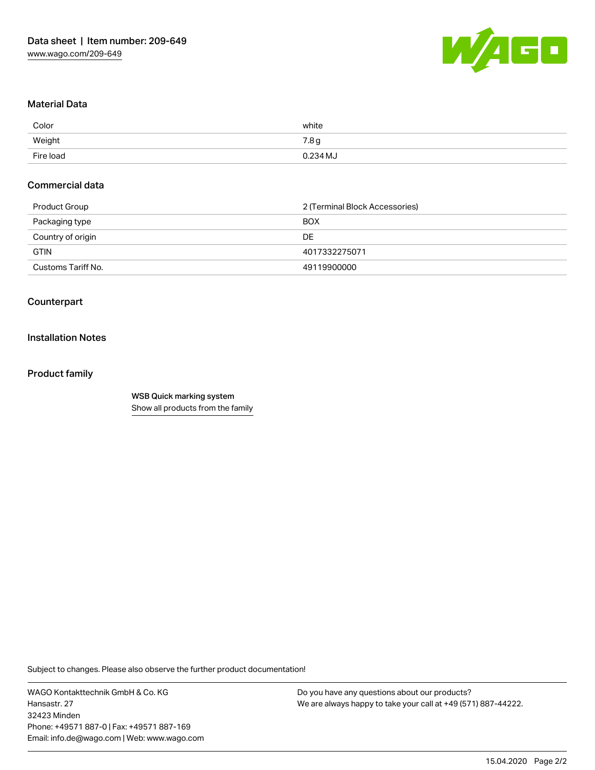## Material Data

| | |
|---|---|
| Color | white |
| Weight | 7.8 g |
| Fire load | 0.234 MJ |

## Commercial data

| | |
|---|---|
| Product Group | 2 (Terminal Block Accessories) |
| Packaging type | BOX |
| Country of origin | DE |
| GTIN | 4017332275071 |
| Customs Tariff No. | 49119900000 |

## Counterpart

## Installation Notes

## Product family

**WSB Quick marking system**
Show all products from the family

Subject to changes. Please also observe the further product documentation!

WAGO Kontakttechnik GmbH & Co. KG
Hansastr. 27
32423 Minden
Phone: +49571 887-0 | Fax: +49571 887-169
Email: info.de@wago.com | Web: www.wago.com

Do you have any questions about our products?
We are always happy to take your call at +49 (571) 887-44222.

15.04.2020